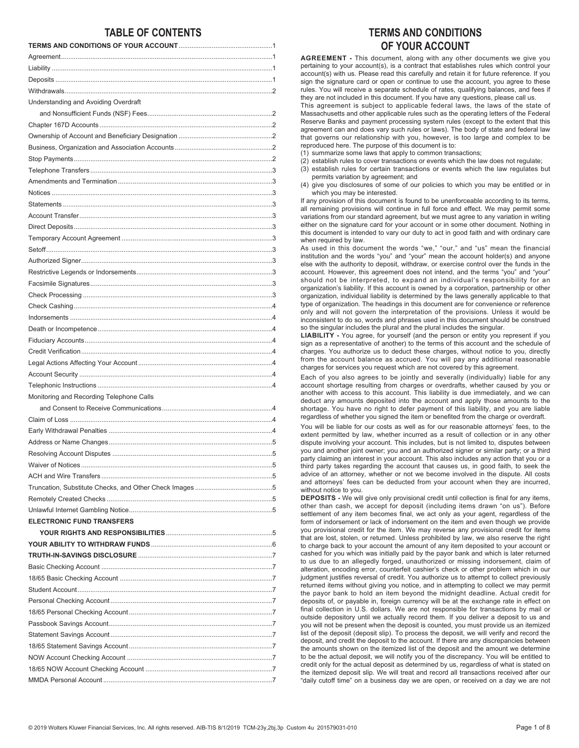## TABLE OF CONTENTS

| | |
|---|---|
| **TERMS AND CONDITIONS OF YOUR ACCOUNT** | 1 |
| Agreement | 1 |
| Liability | 1 |
| Deposits | 1 |
| Withdrawals | 2 |
| Understanding and Avoiding Overdraft and Nonsufficient Funds (NSF) Fees | 2 |
| Chapter 167D Accounts | 2 |
| Ownership of Account and Beneficiary Designation | 2 |
| Business, Organization and Association Accounts | 2 |
| Stop Payments | 2 |
| Telephone Transfers | 3 |
| Amendments and Termination | 3 |
| Notices | 3 |
| Statements | 3 |
| Account Transfer | 3 |
| Direct Deposits | 3 |
| Temporary Account Agreement | 3 |
| Setoff | 3 |
| Authorized Signer | 3 |
| Restrictive Legends or Indorsements | 3 |
| Facsimile Signatures | 3 |
| Check Processing | 3 |
| Check Cashing | 4 |
| Indorsements | 4 |
| Death or Incompetence | 4 |
| Fiduciary Accounts | 4 |
| Credit Verification | 4 |
| Legal Actions Affecting Your Account | 4 |
| Account Security | 4 |
| Telephonic Instructions | 4 |
| Monitoring and Recording Telephone Calls and Consent to Receive Communications | 4 |
| Claim of Loss | 4 |
| Early Withdrawal Penalties | 4 |
| Address or Name Changes | 5 |
| Resolving Account Disputes | 5 |
| Waiver of Notices | 5 |
| ACH and Wire Transfers | 5 |
| Truncation, Substitute Checks, and Other Check Images | 5 |
| Remotely Created Checks | 5 |
| Unlawful Internet Gambling Notice | 5 |
| **ELECTRONIC FUND TRANSFERS YOUR RIGHTS AND RESPONSIBILITIES** | 5 |
| **YOUR ABILITY TO WITHDRAW FUNDS** | 6 |
| **TRUTH-IN-SAVINGS DISCLOSURE** | 7 |
| Basic Checking Account | 7 |
| 18/65 Basic Checking Account | 7 |
| Student Account | 7 |
| Personal Checking Account | 7 |
| 18/65 Personal Checking Account | 7 |
| Passbook Savings Account | 7 |
| Statement Savings Account | 7 |
| 18/65 Statement Savings Account | 7 |
| NOW Account Checking Account | 7 |
| 18/65 NOW Account Checking Account | 7 |
| MMDA Personal Account | 7 |

## TERMS AND CONDITIONS OF YOUR ACCOUNT

**AGREEMENT -** This document, along with any other documents we give you pertaining to your account(s), is a contract that establishes rules which control your account(s) with us. Please read this carefully and retain it for future reference. If you sign the signature card or open or continue to use the account, you agree to these rules. You will receive a separate schedule of rates, qualifying balances, and fees if they are not included in this document. If you have any questions, please call us.

This agreement is subject to applicable federal laws, the laws of the state of Massachusetts and other applicable rules such as the operating letters of the Federal Reserve Banks and payment processing system rules (except to the extent that this agreement can and does vary such rules or laws). The body of state and federal law that governs our relationship with you, however, is too large and complex to be reproduced here. The purpose of this document is to:

(1) summarize some laws that apply to common transactions;
(2) establish rules to cover transactions or events which the law does not regulate;
(3) establish rules for certain transactions or events which the law regulates but permits variation by agreement; and
(4) give you disclosures of some of our policies to which you may be entitled or in which you may be interested.

If any provision of this document is found to be unenforceable according to its terms, all remaining provisions will continue in full force and effect. We may permit some variations from our standard agreement, but we must agree to any variation in writing either on the signature card for your account or in some other document. Nothing in this document is intended to vary our duty to act in good faith and with ordinary care when required by law.

As used in this document the words "we," "our," and "us" mean the financial institution and the words "you" and "your" mean the account holder(s) and anyone else with the authority to deposit, withdraw, or exercise control over the funds in the account. However, this agreement does not intend, and the terms "you" and "your" should not be interpreted, to expand an individual's responsibility for an organization's liability. If this account is owned by a corporation, partnership or other organization, individual liability is determined by the laws generally applicable to that type of organization. The headings in this document are for convenience or reference only and will not govern the interpretation of the provisions. Unless it would be inconsistent to do so, words and phrases used in this document should be construed so the singular includes the plural and the plural includes the singular.

**LIABILITY -** You agree, for yourself (and the person or entity you represent if you sign as a representative of another) to the terms of this account and the schedule of charges. You authorize us to deduct these charges, without notice to you, directly from the account balance as accrued. You will pay any additional reasonable charges for services you request which are not covered by this agreement.

Each of you also agrees to be jointly and severally (individually) liable for any account shortage resulting from charges or overdrafts, whether caused by you or another with access to this account. This liability is due immediately, and we can deduct any amounts deposited into the account and apply those amounts to the shortage. You have no right to defer payment of this liability, and you are liable regardless of whether you signed the item or benefited from the charge or overdraft.

You will be liable for our costs as well as for our reasonable attorneys' fees, to the extent permitted by law, whether incurred as a result of collection or in any other dispute involving your account. This includes, but is not limited to, disputes between you and another joint owner; you and an authorized signer or similar party; or a third party claiming an interest in your account. This also includes any action that you or a third party takes regarding the account that causes us, in good faith, to seek the advice of an attorney, whether or not we become involved in the dispute. All costs and attorneys' fees can be deducted from your account when they are incurred, without notice to you.

**DEPOSITS -** We will give only provisional credit until collection is final for any items, other than cash, we accept for deposit (including items drawn "on us"). Before settlement of any item becomes final, we act only as your agent, regardless of the form of indorsement or lack of indorsement on the item and even though we provide you provisional credit for the item. We may reverse any provisional credit for items that are lost, stolen, or returned. Unless prohibited by law, we also reserve the right to charge back to your account the amount of any item deposited to your account or cashed for you which was initially paid by the payor bank and which is later returned to us due to an allegedly forged, unauthorized or missing indorsement, claim of alteration, encoding error, counterfeit cashier's check or other problem which in our judgment justifies reversal of credit. You authorize us to attempt to collect previously returned items without giving you notice, and in attempting to collect we may permit the payor bank to hold an item beyond the midnight deadline. Actual credit for deposits of, or payable in, foreign currency will be at the exchange rate in effect on final collection in U.S. dollars. We are not responsible for transactions by mail or outside depository until we actually record them. If you deliver a deposit to us and you will not be present when the deposit is counted, you must provide us an itemized list of the deposit (deposit slip). To process the deposit, we will verify and record the deposit, and credit the deposit to the account. If there are any discrepancies between the amounts shown on the itemized list of the deposit and the amount we determine to be the actual deposit, we will notify you of the discrepancy. You will be entitled to credit only for the actual deposit as determined by us, regardless of what is stated on the itemized deposit slip. We will treat and record all transactions received after our "daily cutoff time" on a business day we are open, or received on a day we are not

© 2019 Wolters Kluwer Financial Services, Inc. All rights reserved. AIB-TIS 8/1/2019 TCM-23y,2bj,3p Custom 4u 201579031-010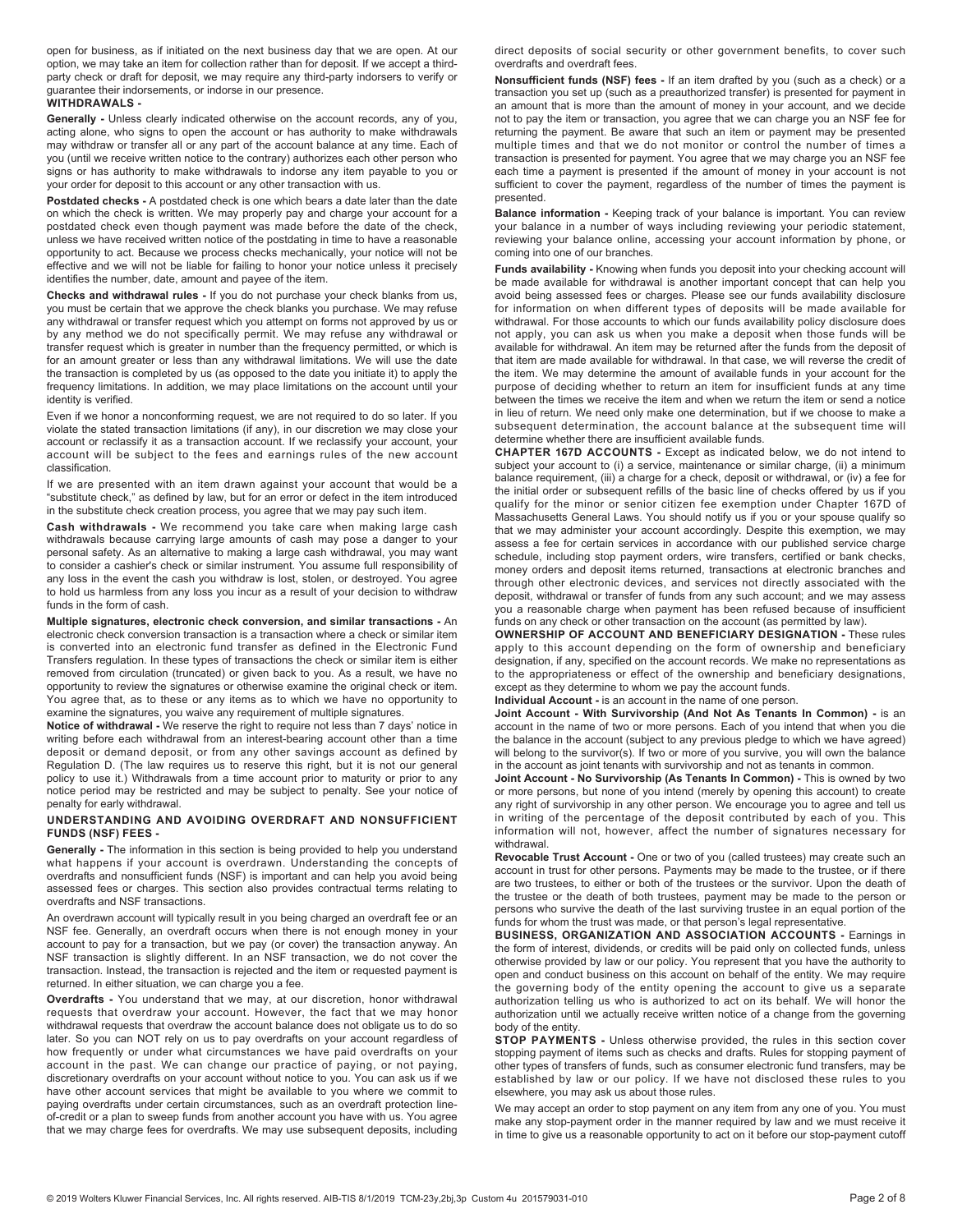open for business, as if initiated on the next business day that we are open. At our option, we may take an item for collection rather than for deposit. If we accept a third-party check or draft for deposit, we may require any third-party indorsers to verify or guarantee their indorsements, or indorse in our presence.

**WITHDRAWALS -**

**Generally -** Unless clearly indicated otherwise on the account records, any of you, acting alone, who signs to open the account or has authority to make withdrawals may withdraw or transfer all or any part of the account balance at any time. Each of you (until we receive written notice to the contrary) authorizes each other person who signs or has authority to make withdrawals to indorse any item payable to you or your order for deposit to this account or any other transaction with us.

**Postdated checks -** A postdated check is one which bears a date later than the date on which the check is written. We may properly pay and charge your account for a postdated check even though payment was made before the date of the check, unless we have received written notice of the postdating in time to have a reasonable opportunity to act. Because we process checks mechanically, your notice will not be effective and we will not be liable for failing to honor your notice unless it precisely identifies the number, date, amount and payee of the item.

**Checks and withdrawal rules -** If you do not purchase your check blanks from us, you must be certain that we approve the check blanks you purchase. We may refuse any withdrawal or transfer request which you attempt on forms not approved by us or by any method we do not specifically permit. We may refuse any withdrawal or transfer request which is greater in number than the frequency permitted, or which is for an amount greater or less than any withdrawal limitations. We will use the date the transaction is completed by us (as opposed to the date you initiate it) to apply the frequency limitations. In addition, we may place limitations on the account until your identity is verified.

Even if we honor a nonconforming request, we are not required to do so later. If you violate the stated transaction limitations (if any), in our discretion we may close your account or reclassify it as a transaction account. If we reclassify your account, your account will be subject to the fees and earnings rules of the new account classification.

If we are presented with an item drawn against your account that would be a "substitute check," as defined by law, but for an error or defect in the item introduced in the substitute check creation process, you agree that we may pay such item.

**Cash withdrawals -** We recommend you take care when making large cash withdrawals because carrying large amounts of cash may pose a danger to your personal safety. As an alternative to making a large cash withdrawal, you may want to consider a cashier's check or similar instrument. You assume full responsibility of any loss in the event the cash you withdraw is lost, stolen, or destroyed. You agree to hold us harmless from any loss you incur as a result of your decision to withdraw funds in the form of cash.

**Multiple signatures, electronic check conversion, and similar transactions -** An electronic check conversion transaction is a transaction where a check or similar item is converted into an electronic fund transfer as defined in the Electronic Fund Transfers regulation. In these types of transactions the check or similar item is either removed from circulation (truncated) or given back to you. As a result, we have no opportunity to review the signatures or otherwise examine the original check or item. You agree that, as to these or any items as to which we have no opportunity to examine the signatures, you waive any requirement of multiple signatures.

**Notice of withdrawal -** We reserve the right to require not less than 7 days' notice in writing before each withdrawal from an interest-bearing account other than a time deposit or demand deposit, or from any other savings account as defined by Regulation D. (The law requires us to reserve this right, but it is not our general policy to use it.) Withdrawals from a time account prior to maturity or prior to any notice period may be restricted and may be subject to penalty. See your notice of penalty for early withdrawal.

**UNDERSTANDING AND AVOIDING OVERDRAFT AND NONSUFFICIENT FUNDS (NSF) FEES -**

**Generally -** The information in this section is being provided to help you understand what happens if your account is overdrawn. Understanding the concepts of overdrafts and nonsufficient funds (NSF) is important and can help you avoid being assessed fees or charges. This section also provides contractual terms relating to overdrafts and NSF transactions.

An overdrawn account will typically result in you being charged an overdraft fee or an NSF fee. Generally, an overdraft occurs when there is not enough money in your account to pay for a transaction, but we pay (or cover) the transaction anyway. An NSF transaction is slightly different. In an NSF transaction, we do not cover the transaction. Instead, the transaction is rejected and the item or requested payment is returned. In either situation, we can charge you a fee.

**Overdrafts -** You understand that we may, at our discretion, honor withdrawal requests that overdraw your account. However, the fact that we may honor withdrawal requests that overdraw the account balance does not obligate us to do so later. So you can NOT rely on us to pay overdrafts on your account regardless of how frequently or under what circumstances we have paid overdrafts on your account in the past. We can change our practice of paying, or not paying, discretionary overdrafts on your account without notice to you. You can ask us if we have other account services that might be available to you where we commit to paying overdrafts under certain circumstances, such as an overdraft protection line-of-credit or a plan to sweep funds from another account you have with us. You agree that we may charge fees for overdrafts. We may use subsequent deposits, including direct deposits of social security or other government benefits, to cover such overdrafts and overdraft fees.

**Nonsufficient funds (NSF) fees -** If an item drafted by you (such as a check) or a transaction you set up (such as a preauthorized transfer) is presented for payment in an amount that is more than the amount of money in your account, and we decide not to pay the item or transaction, you agree that we can charge you an NSF fee for returning the payment. Be aware that such an item or payment may be presented multiple times and that we do not monitor or control the number of times a transaction is presented for payment. You agree that we may charge you an NSF fee each time a payment is presented if the amount of money in your account is not sufficient to cover the payment, regardless of the number of times the payment is presented.

**Balance information -** Keeping track of your balance is important. You can review your balance in a number of ways including reviewing your periodic statement, reviewing your balance online, accessing your account information by phone, or coming into one of our branches.

**Funds availability -** Knowing when funds you deposit into your checking account will be made available for withdrawal is another important concept that can help you avoid being assessed fees or charges. Please see our funds availability disclosure for information on when different types of deposits will be made available for withdrawal. For those accounts to which our funds availability policy disclosure does not apply, you can ask us when you make a deposit when those funds will be available for withdrawal. An item may be returned after the funds from the deposit of that item are made available for withdrawal. In that case, we will reverse the credit of the item. We may determine the amount of available funds in your account for the purpose of deciding whether to return an item for insufficient funds at any time between the times we receive the item and when we return the item or send a notice in lieu of return. We need only make one determination, but if we choose to make a subsequent determination, the account balance at the subsequent time will determine whether there are insufficient available funds.

**CHAPTER 167D ACCOUNTS -** Except as indicated below, we do not intend to subject your account to (i) a service, maintenance or similar charge, (ii) a minimum balance requirement, (iii) a charge for a check, deposit or withdrawal, or (iv) a fee for the initial order or subsequent refills of the basic line of checks offered by us if you qualify for the minor or senior citizen fee exemption under Chapter 167D of Massachusetts General Laws. You should notify us if you or your spouse qualify so that we may administer your account accordingly. Despite this exemption, we may assess a fee for certain services in accordance with our published service charge schedule, including stop payment orders, wire transfers, certified or bank checks, money orders and deposit items returned, transactions at electronic branches and through other electronic devices, and services not directly associated with the deposit, withdrawal or transfer of funds from any such account; and we may assess you a reasonable charge when payment has been refused because of insufficient funds on any check or other transaction on the account (as permitted by law).

**OWNERSHIP OF ACCOUNT AND BENEFICIARY DESIGNATION -** These rules apply to this account depending on the form of ownership and beneficiary designation, if any, specified on the account records. We make no representations as to the appropriateness or effect of the ownership and beneficiary designations, except as they determine to whom we pay the account funds.

**Individual Account -** is an account in the name of one person.

**Joint Account - With Survivorship (And Not As Tenants In Common) -** is an account in the name of two or more persons. Each of you intend that when you die the balance in the account (subject to any previous pledge to which we have agreed) will belong to the survivor(s). If two or more of you survive, you will own the balance in the account as joint tenants with survivorship and not as tenants in common.

**Joint Account - No Survivorship (As Tenants In Common) -** This is owned by two or more persons, but none of you intend (merely by opening this account) to create any right of survivorship in any other person. We encourage you to agree and tell us in writing of the percentage of the deposit contributed by each of you. This information will not, however, affect the number of signatures necessary for withdrawal.

**Revocable Trust Account -** One or two of you (called trustees) may create such an account in trust for other persons. Payments may be made to the trustee, or if there are two trustees, to either or both of the trustees or the survivor. Upon the death of the trustee or the death of both trustees, payment may be made to the person or persons who survive the death of the last surviving trustee in an equal portion of the funds for whom the trust was made, or that person's legal representative.

**BUSINESS, ORGANIZATION AND ASSOCIATION ACCOUNTS -** Earnings in the form of interest, dividends, or credits will be paid only on collected funds, unless otherwise provided by law or our policy. You represent that you have the authority to open and conduct business on this account on behalf of the entity. We may require the governing body of the entity opening the account to give us a separate authorization telling us who is authorized to act on its behalf. We will honor the authorization until we actually receive written notice of a change from the governing body of the entity.

**STOP PAYMENTS -** Unless otherwise provided, the rules in this section cover stopping payment of items such as checks and drafts. Rules for stopping payment of other types of transfers of funds, such as consumer electronic fund transfers, may be established by law or our policy. If we have not disclosed these rules to you elsewhere, you may ask us about those rules.

We may accept an order to stop payment on any item from any one of you. You must make any stop-payment order in the manner required by law and we must receive it in time to give us a reasonable opportunity to act on it before our stop-payment cutoff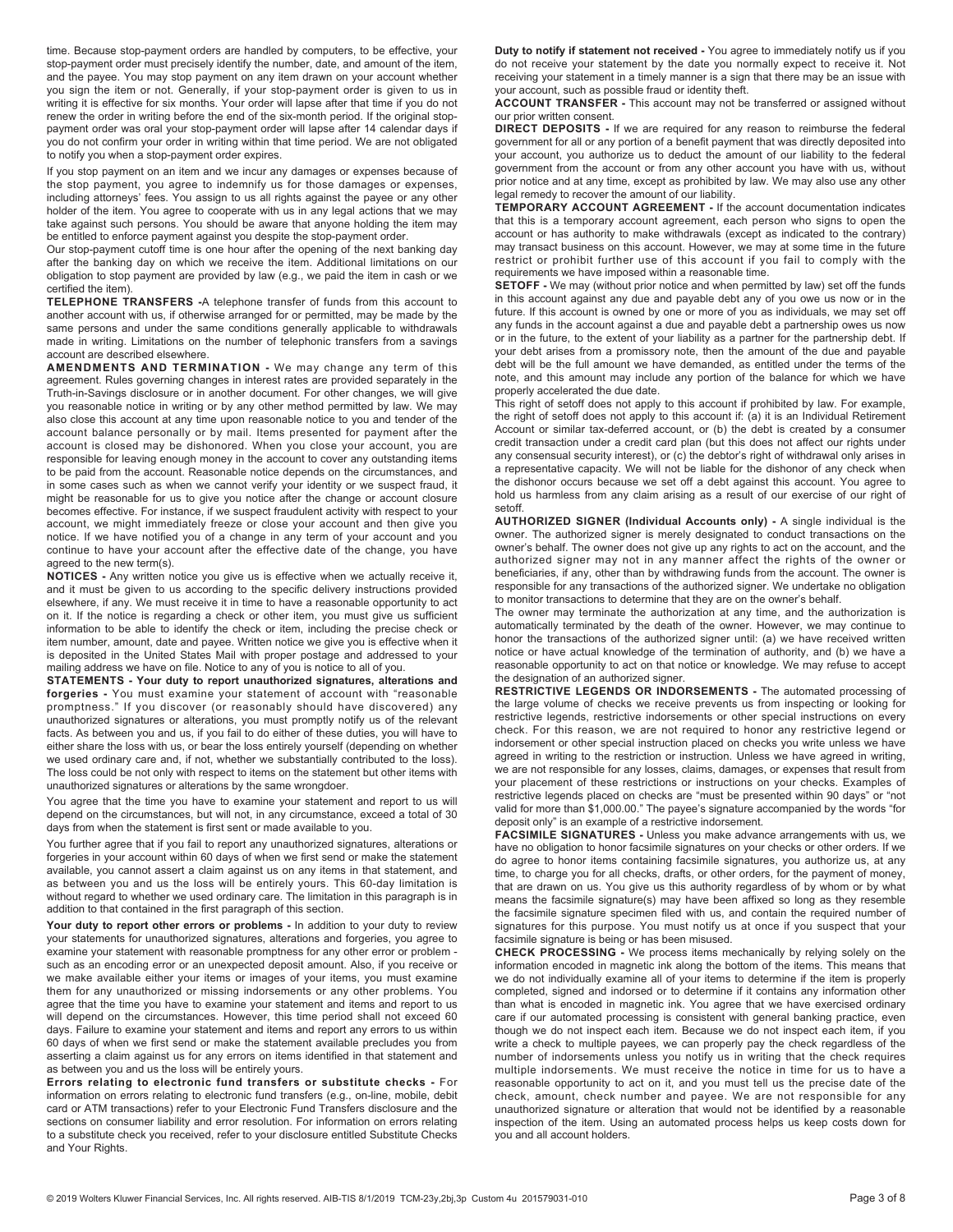time. Because stop-payment orders are handled by computers, to be effective, your stop-payment order must precisely identify the number, date, and amount of the item, and the payee. You may stop payment on any item drawn on your account whether you sign the item or not. Generally, if your stop-payment order is given to us in writing it is effective for six months. Your order will lapse after that time if you do not renew the order in writing before the end of the six-month period. If the original stop-payment order was oral your stop-payment order will lapse after 14 calendar days if you do not confirm your order in writing within that time period. We are not obligated to notify you when a stop-payment order expires.

If you stop payment on an item and we incur any damages or expenses because of the stop payment, you agree to indemnify us for those damages or expenses, including attorneys' fees. You assign to us all rights against the payee or any other holder of the item. You agree to cooperate with us in any legal actions that we may take against such persons. You should be aware that anyone holding the item may be entitled to enforce payment against you despite the stop-payment order.

Our stop-payment cutoff time is one hour after the opening of the next banking day after the banking day on which we receive the item. Additional limitations on our obligation to stop payment are provided by law (e.g., we paid the item in cash or we certified the item).

**TELEPHONE TRANSFERS -** A telephone transfer of funds from this account to another account with us, if otherwise arranged for or permitted, may be made by the same persons and under the same conditions generally applicable to withdrawals made in writing. Limitations on the number of telephonic transfers from a savings account are described elsewhere.

**AMENDMENTS AND TERMINATION -** We may change any term of this agreement. Rules governing changes in interest rates are provided separately in the Truth-in-Savings disclosure or in another document. For other changes, we will give you reasonable notice in writing or by any other method permitted by law. We may also close this account at any time upon reasonable notice to you and tender of the account balance personally or by mail. Items presented for payment after the account is closed may be dishonored. When you close your account, you are responsible for leaving enough money in the account to cover any outstanding items to be paid from the account. Reasonable notice depends on the circumstances, and in some cases such as when we cannot verify your identity or we suspect fraud, it might be reasonable for us to give you notice after the change or account closure becomes effective. For instance, if we suspect fraudulent activity with respect to your account, we might immediately freeze or close your account and then give you notice. If we have notified you of a change in any term of your account and you continue to have your account after the effective date of the change, you have agreed to the new term(s).

**NOTICES -** Any written notice you give us is effective when we actually receive it, and it must be given to us according to the specific delivery instructions provided elsewhere, if any. We must receive it in time to have a reasonable opportunity to act on it. If the notice is regarding a check or other item, you must give us sufficient information to be able to identify the check or item, including the precise check or item number, amount, date and payee. Written notice we give you is effective when it is deposited in the United States Mail with proper postage and addressed to your mailing address we have on file. Notice to any of you is notice to all of you.

**STATEMENTS - Your duty to report unauthorized signatures, alterations and forgeries -** You must examine your statement of account with "reasonable promptness." If you discover (or reasonably should have discovered) any unauthorized signatures or alterations, you must promptly notify us of the relevant facts. As between you and us, if you fail to do either of these duties, you will have to either share the loss with us, or bear the loss entirely yourself (depending on whether we used ordinary care and, if not, whether we substantially contributed to the loss). The loss could be not only with respect to items on the statement but other items with unauthorized signatures or alterations by the same wrongdoer.

You agree that the time you have to examine your statement and report to us will depend on the circumstances, but will not, in any circumstance, exceed a total of 30 days from when the statement is first sent or made available to you.

You further agree that if you fail to report any unauthorized signatures, alterations or forgeries in your account within 60 days of when we first send or make the statement available, you cannot assert a claim against us on any items in that statement, and as between you and us the loss will be entirely yours. This 60-day limitation is without regard to whether we used ordinary care. The limitation in this paragraph is in addition to that contained in the first paragraph of this section.

**Your duty to report other errors or problems -** In addition to your duty to review your statements for unauthorized signatures, alterations and forgeries, you agree to examine your statement with reasonable promptness for any other error or problem - such as an encoding error or an unexpected deposit amount. Also, if you receive or we make available either your items or images of your items, you must examine them for any unauthorized or missing indorsements or any other problems. You agree that the time you have to examine your statement and items and report to us will depend on the circumstances. However, this time period shall not exceed 60 days. Failure to examine your statement and items and report any errors to us within 60 days of when we first send or make the statement available precludes you from asserting a claim against us for any errors on items identified in that statement and as between you and us the loss will be entirely yours.

**Errors relating to electronic fund transfers or substitute checks -** For information on errors relating to electronic fund transfers (e.g., on-line, mobile, debit card or ATM transactions) refer to your Electronic Fund Transfers disclosure and the sections on consumer liability and error resolution. For information on errors relating to a substitute check you received, refer to your disclosure entitled Substitute Checks and Your Rights.

**Duty to notify if statement not received -** You agree to immediately notify us if you do not receive your statement by the date you normally expect to receive it. Not receiving your statement in a timely manner is a sign that there may be an issue with your account, such as possible fraud or identity theft.

**ACCOUNT TRANSFER -** This account may not be transferred or assigned without our prior written consent.

**DIRECT DEPOSITS -** If we are required for any reason to reimburse the federal government for all or any portion of a benefit payment that was directly deposited into your account, you authorize us to deduct the amount of our liability to the federal government from the account or from any other account you have with us, without prior notice and at any time, except as prohibited by law. We may also use any other legal remedy to recover the amount of our liability.

**TEMPORARY ACCOUNT AGREEMENT -** If the account documentation indicates that this is a temporary account agreement, each person who signs to open the account or has authority to make withdrawals (except as indicated to the contrary) may transact business on this account. However, we may at some time in the future restrict or prohibit further use of this account if you fail to comply with the requirements we have imposed within a reasonable time.

**SETOFF -** We may (without prior notice and when permitted by law) set off the funds in this account against any due and payable debt any of you owe us now or in the future. If this account is owned by one or more of you as individuals, we may set off any funds in the account against a due and payable debt a partnership owes us now or in the future, to the extent of your liability as a partner for the partnership debt. If your debt arises from a promissory note, then the amount of the due and payable debt will be the full amount we have demanded, as entitled under the terms of the note, and this amount may include any portion of the balance for which we have properly accelerated the due date.

This right of setoff does not apply to this account if prohibited by law. For example, the right of setoff does not apply to this account if: (a) it is an Individual Retirement Account or similar tax-deferred account, or (b) the debt is created by a consumer credit transaction under a credit card plan (but this does not affect our rights under any consensual security interest), or (c) the debtor's right of withdrawal only arises in a representative capacity. We will not be liable for the dishonor of any check when the dishonor occurs because we set off a debt against this account. You agree to hold us harmless from any claim arising as a result of our exercise of our right of setoff.

**AUTHORIZED SIGNER (Individual Accounts only) -** A single individual is the owner. The authorized signer is merely designated to conduct transactions on the owner's behalf. The owner does not give up any rights to act on the account, and the authorized signer may not in any manner affect the rights of the owner or beneficiaries, if any, other than by withdrawing funds from the account. The owner is responsible for any transactions of the authorized signer. We undertake no obligation to monitor transactions to determine that they are on the owner's behalf.

The owner may terminate the authorization at any time, and the authorization is automatically terminated by the death of the owner. However, we may continue to honor the transactions of the authorized signer until: (a) we have received written notice or have actual knowledge of the termination of authority, and (b) we have a reasonable opportunity to act on that notice or knowledge. We may refuse to accept the designation of an authorized signer.

**RESTRICTIVE LEGENDS OR INDORSEMENTS -** The automated processing of the large volume of checks we receive prevents us from inspecting or looking for restrictive legends, restrictive indorsements or other special instructions on every check. For this reason, we are not required to honor any restrictive legend or indorsement or other special instruction placed on checks you write unless we have agreed in writing to the restriction or instruction. Unless we have agreed in writing, we are not responsible for any losses, claims, damages, or expenses that result from your placement of these restrictions or instructions on your checks. Examples of restrictive legends placed on checks are "must be presented within 90 days" or "not valid for more than $1,000.00." The payee's signature accompanied by the words "for deposit only" is an example of a restrictive indorsement.

**FACSIMILE SIGNATURES -** Unless you make advance arrangements with us, we have no obligation to honor facsimile signatures on your checks or other orders. If we do agree to honor items containing facsimile signatures, you authorize us, at any time, to charge you for all checks, drafts, or other orders, for the payment of money, that are drawn on us. You give us this authority regardless of by whom or by what means the facsimile signature(s) may have been affixed so long as they resemble the facsimile signature specimen filed with us, and contain the required number of signatures for this purpose. You must notify us at once if you suspect that your facsimile signature is being or has been misused.

**CHECK PROCESSING -** We process items mechanically by relying solely on the information encoded in magnetic ink along the bottom of the items. This means that we do not individually examine all of your items to determine if the item is properly completed, signed and indorsed or to determine if it contains any information other than what is encoded in magnetic ink. You agree that we have exercised ordinary care if our automated processing is consistent with general banking practice, even though we do not inspect each item. Because we do not inspect each item, if you write a check to multiple payees, we can properly pay the check regardless of the number of indorsements unless you notify us in writing that the check requires multiple indorsements. We must receive the notice in time for us to have a reasonable opportunity to act on it, and you must tell us the precise date of the check, amount, check number and payee. We are not responsible for any unauthorized signature or alteration that would not be identified by a reasonable inspection of the item. Using an automated process helps us keep costs down for you and all account holders.

© 2019 Wolters Kluwer Financial Services, Inc. All rights reserved. AIB-TIS 8/1/2019 TCM-23y,2bj,3p Custom 4u 201579031-010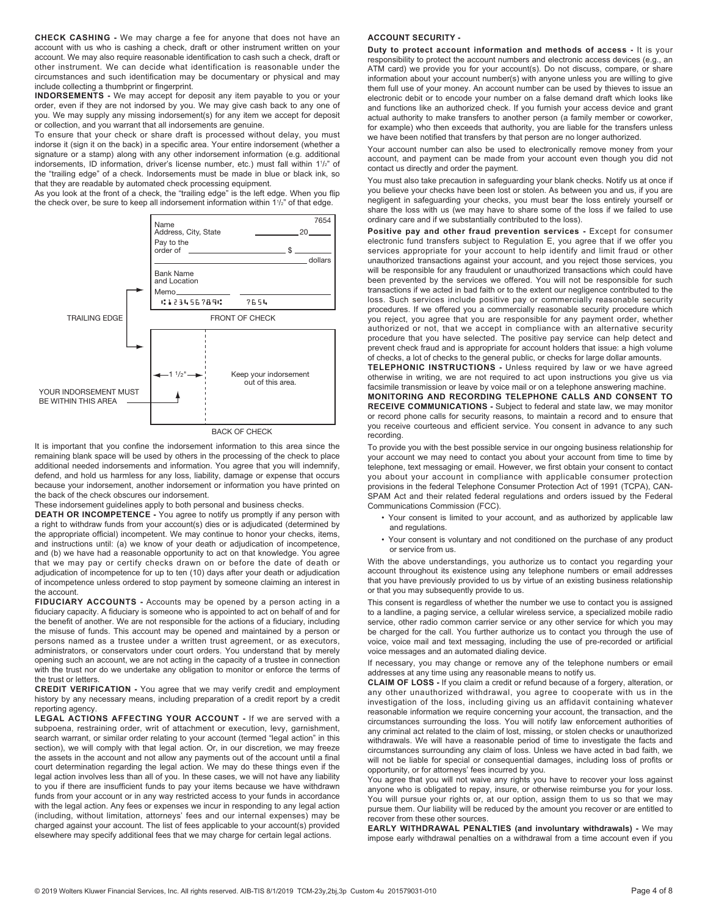**CHECK CASHING -** We may charge a fee for anyone that does not have an account with us who is cashing a check, draft or other instrument written on your account. We may also require reasonable identification to cash such a check, draft or other instrument. We can decide what identification is reasonable under the circumstances and such identification may be documentary or physical and may include collecting a thumbprint or fingerprint.

**INDORSEMENTS -** We may accept for deposit any item payable to you or your order, even if they are not indorsed by you. We may give cash back to any one of you. We may supply any missing indorsement(s) for any item we accept for deposit or collection, and you warrant that all indorsements are genuine.

To ensure that your check or share draft is processed without delay, you must indorse it (sign it on the back) in a specific area. Your entire indorsement (whether a signature or a stamp) along with any other indorsement information (e.g. additional indorsements, ID information, driver's license number, etc.) must fall within 1½" of the "trailing edge" of a check. Indorsements must be made in blue or black ink, so that they are readable by automated check processing equipment.

As you look at the front of a check, the "trailing edge" is the left edge. When you flip the check over, be sure to keep all indorsement information within 1½" of that edge.

TRAILING EDGE — FRONT OF CHECK

YOUR INDORSEMENT MUST BE WITHIN THIS AREA — 1 1/2" — Keep your indorsement out of this area. — BACK OF CHECK

It is important that you confine the indorsement information to this area since the remaining blank space will be used by others in the processing of the check to place additional needed indorsements and information. You agree that you will indemnify, defend, and hold us harmless for any loss, liability, damage or expense that occurs because your indorsement, another indorsement or information you have printed on the back of the check obscures our indorsement.

These indorsement guidelines apply to both personal and business checks.

**DEATH OR INCOMPETENCE -** You agree to notify us promptly if any person with a right to withdraw funds from your account(s) dies or is adjudicated (determined by the appropriate official) incompetent. We may continue to honor your checks, items, and instructions until: (a) we know of your death or adjudication of incompetence, and (b) we have had a reasonable opportunity to act on that knowledge. You agree that we may pay or certify checks drawn on or before the date of death or adjudication of incompetence for up to ten (10) days after your death or adjudication of incompetence unless ordered to stop payment by someone claiming an interest in the account.

**FIDUCIARY ACCOUNTS -** Accounts may be opened by a person acting in a fiduciary capacity. A fiduciary is someone who is appointed to act on behalf of and for the benefit of another. We are not responsible for the actions of a fiduciary, including the misuse of funds. This account may be opened and maintained by a person or persons named as a trustee under a written trust agreement, or as executors, administrators, or conservators under court orders. You understand that by merely opening such an account, we are not acting in the capacity of a trustee in connection with the trust nor do we undertake any obligation to monitor or enforce the terms of the trust or letters.

**CREDIT VERIFICATION -** You agree that we may verify credit and employment history by any necessary means, including preparation of a credit report by a credit reporting agency.

**LEGAL ACTIONS AFFECTING YOUR ACCOUNT -** If we are served with a subpoena, restraining order, writ of attachment or execution, levy, garnishment, search warrant, or similar order relating to your account (termed "legal action" in this section), we will comply with that legal action. Or, in our discretion, we may freeze the assets in the account and not allow any payments out of the account until a final court determination regarding the legal action. We may do these things even if the legal action involves less than all of you. In these cases, we will not have any liability to you if there are insufficient funds to pay your items because we have withdrawn funds from your account or in any way restricted access to your funds in accordance with the legal action. Any fees or expenses we incur in responding to any legal action (including, without limitation, attorneys' fees and our internal expenses) may be charged against your account. The list of fees applicable to your account(s) provided elsewhere may specify additional fees that we may charge for certain legal actions.

**ACCOUNT SECURITY -**

**Duty to protect account information and methods of access -** It is your responsibility to protect the account numbers and electronic access devices (e.g., an ATM card) we provide you for your account(s). Do not discuss, compare, or share information about your account number(s) with anyone unless you are willing to give them full use of your money. An account number can be used by thieves to issue an electronic debit or to encode your number on a false demand draft which looks like and functions like an authorized check. If you furnish your access device and grant actual authority to make transfers to another person (a family member or coworker, for example) who then exceeds that authority, you are liable for the transfers unless we have been notified that transfers by that person are no longer authorized.

Your account number can also be used to electronically remove money from your account, and payment can be made from your account even though you did not contact us directly and order the payment.

You must also take precaution in safeguarding your blank checks. Notify us at once if you believe your checks have been lost or stolen. As between you and us, if you are negligent in safeguarding your checks, you must bear the loss entirely yourself or share the loss with us (we may have to share some of the loss if we failed to use ordinary care and if we substantially contributed to the loss).

**Positive pay and other fraud prevention services -** Except for consumer electronic fund transfers subject to Regulation E, you agree that if we offer you services appropriate for your account to help identify and limit fraud or other unauthorized transactions against your account, and you reject those services, you will be responsible for any fraudulent or unauthorized transactions which could have been prevented by the services we offered. You will not be responsible for such transactions if we acted in bad faith or to the extent our negligence contributed to the loss. Such services include positive pay or commercially reasonable security procedures. If we offered you a commercially reasonable security procedure which you reject, you agree that you are responsible for any payment order, whether authorized or not, that we accept in compliance with an alternative security procedure that you have selected. The positive pay service can help detect and prevent check fraud and is appropriate for account holders that issue: a high volume of checks, a lot of checks to the general public, or checks for large dollar amounts.

**TELEPHONIC INSTRUCTIONS -** Unless required by law or we have agreed otherwise in writing, we are not required to act upon instructions you give us via facsimile transmission or leave by voice mail or on a telephone answering machine.

**MONITORING AND RECORDING TELEPHONE CALLS AND CONSENT TO RECEIVE COMMUNICATIONS -** Subject to federal and state law, we may monitor or record phone calls for security reasons, to maintain a record and to ensure that you receive courteous and efficient service. You consent in advance to any such recording.

To provide you with the best possible service in our ongoing business relationship for your account we may need to contact you about your account from time to time by telephone, text messaging or email. However, we first obtain your consent to contact you about your account in compliance with applicable consumer protection provisions in the federal Telephone Consumer Protection Act of 1991 (TCPA), CAN-SPAM Act and their related federal regulations and orders issued by the Federal Communications Commission (FCC).

- Your consent is limited to your account, and as authorized by applicable law and regulations.
- Your consent is voluntary and not conditioned on the purchase of any product or service from us.

With the above understandings, you authorize us to contact you regarding your account throughout its existence using any telephone numbers or email addresses that you have previously provided to us by virtue of an existing business relationship or that you may subsequently provide to us.

This consent is regardless of whether the number we use to contact you is assigned to a landline, a paging service, a cellular wireless service, a specialized mobile radio service, other radio common carrier service or any other service for which you may be charged for the call. You further authorize us to contact you through the use of voice, voice mail and text messaging, including the use of pre-recorded or artificial voice messages and an automated dialing device.

If necessary, you may change or remove any of the telephone numbers or email addresses at any time using any reasonable means to notify us.

**CLAIM OF LOSS -** If you claim a credit or refund because of a forgery, alteration, or any other unauthorized withdrawal, you agree to cooperate with us in the investigation of the loss, including giving us an affidavit containing whatever reasonable information we require concerning your account, the transaction, and the circumstances surrounding the loss. You will notify law enforcement authorities of any criminal act related to the claim of lost, missing, or stolen checks or unauthorized withdrawals. We will have a reasonable period of time to investigate the facts and circumstances surrounding any claim of loss. Unless we have acted in bad faith, we will not be liable for special or consequential damages, including loss of profits or opportunity, or for attorneys' fees incurred by you.

You agree that you will not waive any rights you have to recover your loss against anyone who is obligated to repay, insure, or otherwise reimburse you for your loss. You will pursue your rights or, at our option, assign them to us so that we may pursue them. Our liability will be reduced by the amount you recover or are entitled to recover from these other sources.

**EARLY WITHDRAWAL PENALTIES (and involuntary withdrawals) -** We may impose early withdrawal penalties on a withdrawal from a time account even if you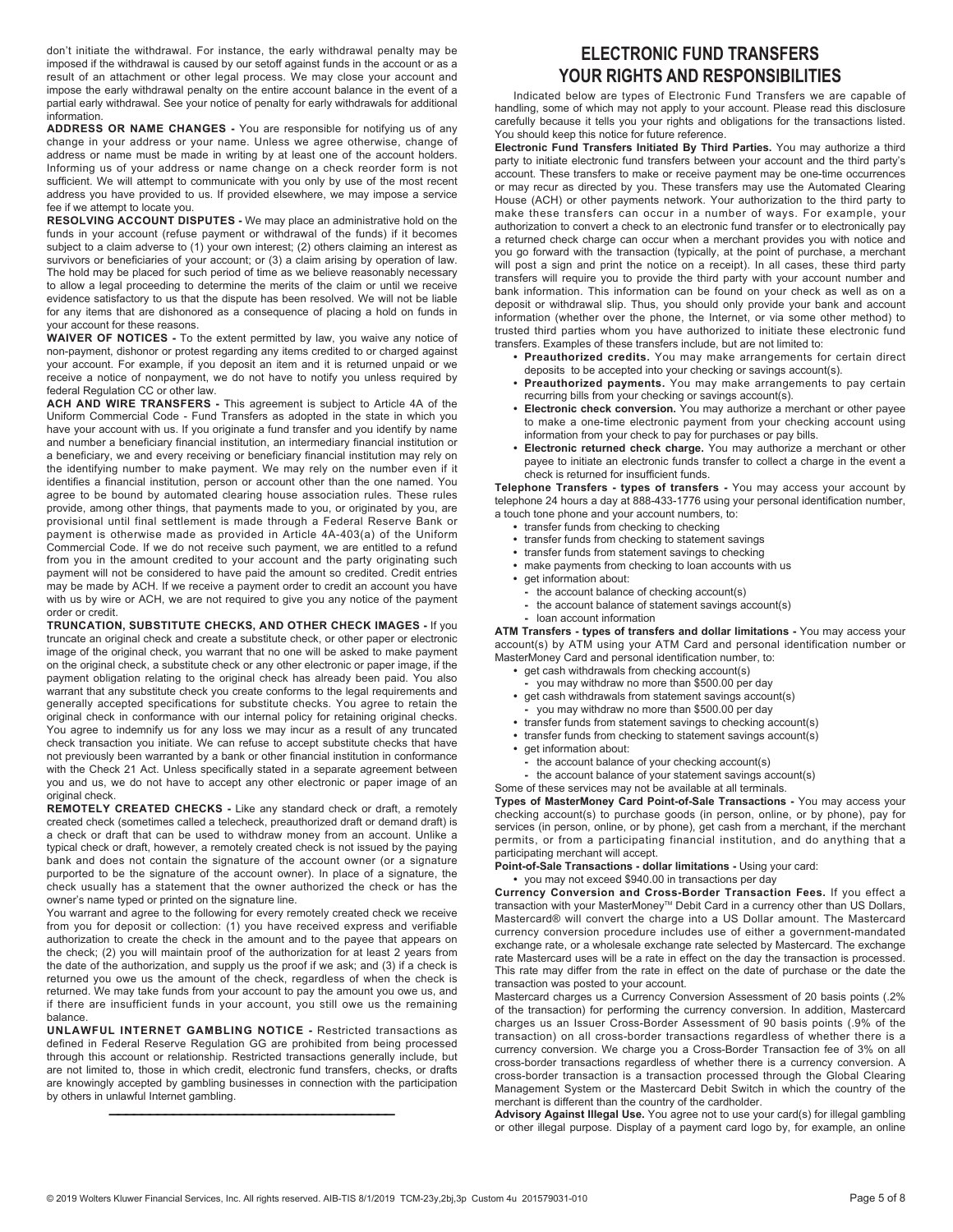don't initiate the withdrawal. For instance, the early withdrawal penalty may be imposed if the withdrawal is caused by our setoff against funds in the account or as a result of an attachment or other legal process. We may close your account and impose the early withdrawal penalty on the entire account balance in the event of a partial early withdrawal. See your notice of penalty for early withdrawals for additional information.

**ADDRESS OR NAME CHANGES -** You are responsible for notifying us of any change in your address or your name. Unless we agree otherwise, change of address or name must be made in writing by at least one of the account holders. Informing us of your address or name change on a check reorder form is not sufficient. We will attempt to communicate with you only by use of the most recent address you have provided to us. If provided elsewhere, we may impose a service fee if we attempt to locate you.

**RESOLVING ACCOUNT DISPUTES -** We may place an administrative hold on the funds in your account (refuse payment or withdrawal of the funds) if it becomes subject to a claim adverse to (1) your own interest; (2) others claiming an interest as survivors or beneficiaries of your account; or (3) a claim arising by operation of law. The hold may be placed for such period of time as we believe reasonably necessary to allow a legal proceeding to determine the merits of the claim or until we receive evidence satisfactory to us that the dispute has been resolved. We will not be liable for any items that are dishonored as a consequence of placing a hold on funds in your account for these reasons.

**WAIVER OF NOTICES -** To the extent permitted by law, you waive any notice of non-payment, dishonor or protest regarding any items credited to or charged against your account. For example, if you deposit an item and it is returned unpaid or we receive a notice of nonpayment, we do not have to notify you unless required by federal Regulation CC or other law.

**ACH AND WIRE TRANSFERS -** This agreement is subject to Article 4A of the Uniform Commercial Code - Fund Transfers as adopted in the state in which you have your account with us. If you originate a fund transfer and you identify by name and number a beneficiary financial institution, an intermediary financial institution or a beneficiary, we and every receiving or beneficiary financial institution may rely on the identifying number to make payment. We may rely on the number even if it identifies a financial institution, person or account other than the one named. You agree to be bound by automated clearing house association rules. These rules provide, among other things, that payments made to you, or originated by you, are provisional until final settlement is made through a Federal Reserve Bank or payment is otherwise made as provided in Article 4A-403(a) of the Uniform Commercial Code. If we do not receive such payment, we are entitled to a refund from you in the amount credited to your account and the party originating such payment will not be considered to have paid the amount so credited. Credit entries may be made by ACH. If we receive a payment order to credit an account you have with us by wire or ACH, we are not required to give you any notice of the payment order or credit.

**TRUNCATION, SUBSTITUTE CHECKS, AND OTHER CHECK IMAGES -** If you truncate an original check and create a substitute check, or other paper or electronic image of the original check, you warrant that no one will be asked to make payment on the original check, a substitute check or any other electronic or paper image, if the payment obligation relating to the original check has already been paid. You also warrant that any substitute check you create conforms to the legal requirements and generally accepted specifications for substitute checks. You agree to retain the original check in conformance with our internal policy for retaining original checks. You agree to indemnify us for any loss we may incur as a result of any truncated check transaction you initiate. We can refuse to accept substitute checks that have not previously been warranted by a bank or other financial institution in conformance with the Check 21 Act. Unless specifically stated in a separate agreement between you and us, we do not have to accept any other electronic or paper image of an original check.

**REMOTELY CREATED CHECKS -** Like any standard check or draft, a remotely created check (sometimes called a telecheck, preauthorized draft or demand draft) is a check or draft that can be used to withdraw money from an account. Unlike a typical check or draft, however, a remotely created check is not issued by the paying bank and does not contain the signature of the account owner (or a signature purported to be the signature of the account owner). In place of a signature, the check usually has a statement that the owner authorized the check or has the owner's name typed or printed on the signature line.

You warrant and agree to the following for every remotely created check we receive from you for deposit or collection: (1) you have received express and verifiable authorization to create the check in the amount and to the payee that appears on the check; (2) you will maintain proof of the authorization for at least 2 years from the date of the authorization, and supply us the proof if we ask; and (3) if a check is returned you owe us the amount of the check, regardless of when the check is returned. We may take funds from your account to pay the amount you owe us, and if there are insufficient funds in your account, you still owe us the remaining balance.

**UNLAWFUL INTERNET GAMBLING NOTICE -** Restricted transactions as defined in Federal Reserve Regulation GG are prohibited from being processed through this account or relationship. Restricted transactions generally include, but are not limited to, those in which credit, electronic fund transfers, checks, or drafts are knowingly accepted by gambling businesses in connection with the participation by others in unlawful Internet gambling.

---

# ELECTRONIC FUND TRANSFERS YOUR RIGHTS AND RESPONSIBILITIES

Indicated below are types of Electronic Fund Transfers we are capable of handling, some of which may not apply to your account. Please read this disclosure carefully because it tells you your rights and obligations for the transactions listed. You should keep this notice for future reference.

**Electronic Fund Transfers Initiated By Third Parties.** You may authorize a third party to initiate electronic fund transfers between your account and the third party's account. These transfers to make or receive payment may be one-time occurrences or may recur as directed by you. These transfers may use the Automated Clearing House (ACH) or other payments network. Your authorization to the third party to make these transfers can occur in a number of ways. For example, your authorization to convert a check to an electronic fund transfer or to electronically pay a returned check charge can occur when a merchant provides you with notice and you go forward with the transaction (typically, at the point of purchase, a merchant will post a sign and print the notice on a receipt). In all cases, these third party transfers will require you to provide the third party with your account number and bank information. This information can be found on your check as well as on a deposit or withdrawal slip. Thus, you should only provide your bank and account information (whether over the phone, the Internet, or via some other method) to trusted third parties whom you have authorized to initiate these electronic fund transfers. Examples of these transfers include, but are not limited to:

- **Preauthorized credits.** You may make arrangements for certain direct deposits to be accepted into your checking or savings account(s).
- **Preauthorized payments.** You may make arrangements to pay certain recurring bills from your checking or savings account(s).
- **Electronic check conversion.** You may authorize a merchant or other payee to make a one-time electronic payment from your checking account using information from your check to pay for purchases or pay bills.
- **Electronic returned check charge.** You may authorize a merchant or other payee to initiate an electronic funds transfer to collect a charge in the event a check is returned for insufficient funds.

**Telephone Transfers - types of transfers -** You may access your account by telephone 24 hours a day at 888-433-1776 using your personal identification number, a touch tone phone and your account numbers, to:

- transfer funds from checking to checking
- transfer funds from checking to statement savings
- transfer funds from statement savings to checking
- make payments from checking to loan accounts with us
- get information about:
  - the account balance of checking account(s)
  - the account balance of statement savings account(s)
  - loan account information

**ATM Transfers - types of transfers and dollar limitations -** You may access your account(s) by ATM using your ATM Card and personal identification number or MasterMoney Card and personal identification number, to:

- get cash withdrawals from checking account(s)
  - you may withdraw no more than $500.00 per day
- get cash withdrawals from statement savings account(s)
  - you may withdraw no more than $500.00 per day
- transfer funds from statement savings to checking account(s)
- transfer funds from checking to statement savings account(s)
- get information about:
  - the account balance of your checking account(s)
  - the account balance of your statement savings account(s)

Some of these services may not be available at all terminals.

**Types of MasterMoney Card Point-of-Sale Transactions -** You may access your checking account(s) to purchase goods (in person, online, or by phone), pay for services (in person, online, or by phone), get cash from a merchant, if the merchant permits, or from a participating financial institution, and do anything that a participating merchant will accept.

**Point-of-Sale Transactions - dollar limitations -** Using your card:

- you may not exceed $940.00 in transactions per day

**Currency Conversion and Cross-Border Transaction Fees.** If you effect a transaction with your MasterMoney™ Debit Card in a currency other than US Dollars, Mastercard® will convert the charge into a US Dollar amount. The Mastercard currency conversion procedure includes use of either a government-mandated exchange rate, or a wholesale exchange rate selected by Mastercard. The exchange rate Mastercard uses will be a rate in effect on the day the transaction is processed. This rate may differ from the rate in effect on the date of purchase or the date the transaction was posted to your account.

Mastercard charges us a Currency Conversion Assessment of 20 basis points (.2% of the transaction) for performing the currency conversion. In addition, Mastercard charges us an Issuer Cross-Border Assessment of 90 basis points (.9% of the transaction) on all cross-border transactions regardless of whether there is a currency conversion. We charge you a Cross-Border Transaction fee of 3% on all cross-border transactions regardless of whether there is a currency conversion. A cross-border transaction is a transaction processed through the Global Clearing Management System or the Mastercard Debit Switch in which the country of the merchant is different than the country of the cardholder.

**Advisory Against Illegal Use.** You agree not to use your card(s) for illegal gambling or other illegal purpose. Display of a payment card logo by, for example, an online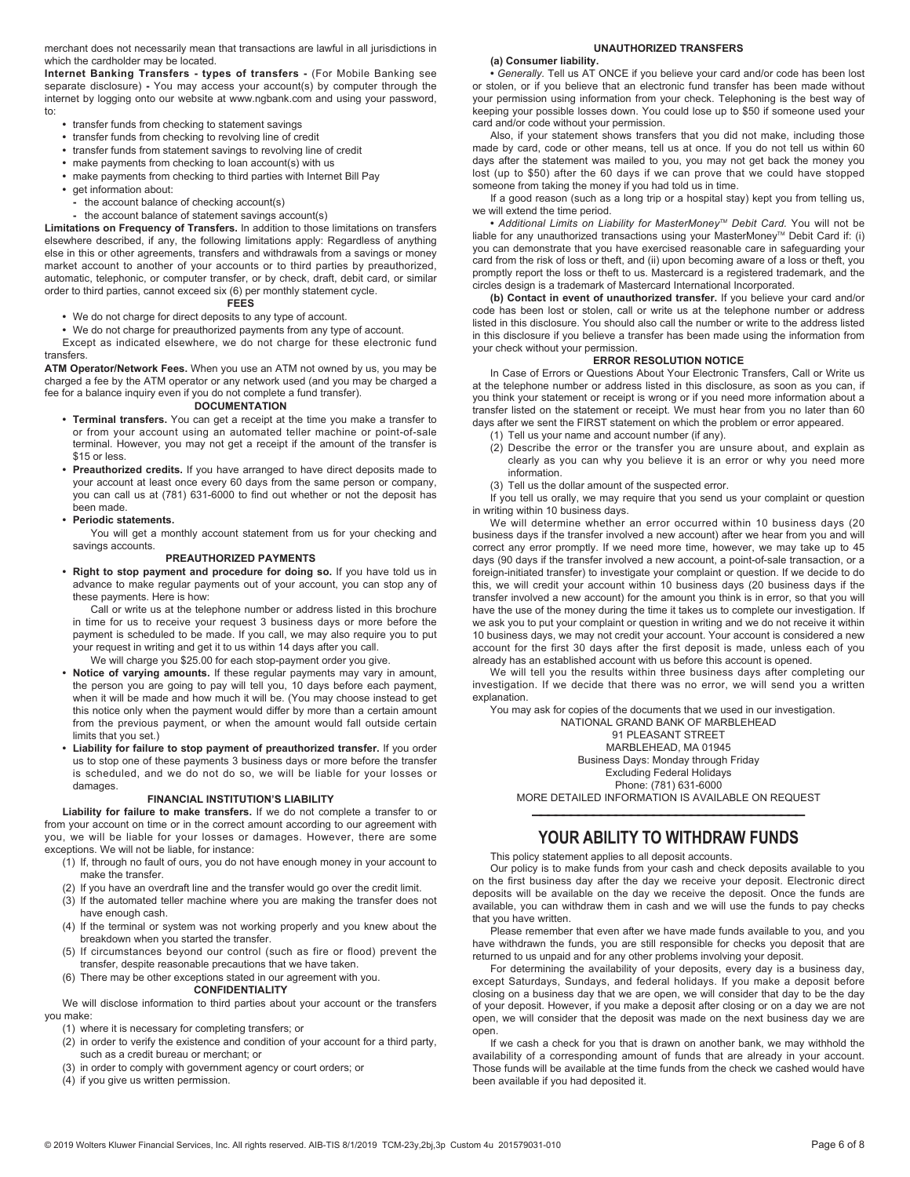merchant does not necessarily mean that transactions are lawful in all jurisdictions in which the cardholder may be located.

**Internet Banking Transfers - types of transfers -** (For Mobile Banking see separate disclosure) **-** You may access your account(s) by computer through the internet by logging onto our website at www.ngbank.com and using your password, to:

- transfer funds from checking to statement savings
- transfer funds from checking to revolving line of credit
- transfer funds from statement savings to revolving line of credit
- make payments from checking to loan account(s) with us
- make payments from checking to third parties with Internet Bill Pay
- get information about:
  - the account balance of checking account(s)
  - the account balance of statement savings account(s)

**Limitations on Frequency of Transfers.** In addition to those limitations on transfers elsewhere described, if any, the following limitations apply: Regardless of anything else in this or other agreements, transfers and withdrawals from a savings or money market account to another of your accounts or to third parties by preauthorized, automatic, telephonic, or computer transfer, or by check, draft, debit card, or similar order to third parties, cannot exceed six (6) per monthly statement cycle.

### FEES

- We do not charge for direct deposits to any type of account.
- We do not charge for preauthorized payments from any type of account.

Except as indicated elsewhere, we do not charge for these electronic fund transfers.

**ATM Operator/Network Fees.** When you use an ATM not owned by us, you may be charged a fee by the ATM operator or any network used (and you may be charged a fee for a balance inquiry even if you do not complete a fund transfer).

### DOCUMENTATION

- **Terminal transfers.** You can get a receipt at the time you make a transfer to or from your account using an automated teller machine or point-of-sale terminal. However, you may not get a receipt if the amount of the transfer is $15 or less.
- **Preauthorized credits.** If you have arranged to have direct deposits made to your account at least once every 60 days from the same person or company, you can call us at (781) 631-6000 to find out whether or not the deposit has been made.
- **Periodic statements.**

  You will get a monthly account statement from us for your checking and savings accounts.

### PREAUTHORIZED PAYMENTS

- **Right to stop payment and procedure for doing so.** If you have told us in advance to make regular payments out of your account, you can stop any of these payments. Here is how:

  Call or write us at the telephone number or address listed in this brochure in time for us to receive your request 3 business days or more before the payment is scheduled to be made. If you call, we may also require you to put your request in writing and get it to us within 14 days after you call.

  We will charge you $25.00 for each stop-payment order you give.
- **Notice of varying amounts.** If these regular payments may vary in amount, the person you are going to pay will tell you, 10 days before each payment, when it will be made and how much it will be. (You may choose instead to get this notice only when the payment would differ by more than a certain amount from the previous payment, or when the amount would fall outside certain limits that you set.)
- **Liability for failure to stop payment of preauthorized transfer.** If you order us to stop one of these payments 3 business days or more before the transfer is scheduled, and we do not do so, we will be liable for your losses or damages.

### FINANCIAL INSTITUTION'S LIABILITY

**Liability for failure to make transfers.** If we do not complete a transfer to or from your account on time or in the correct amount according to our agreement with you, we will be liable for your losses or damages. However, there are some exceptions. We will not be liable, for instance:

(1) If, through no fault of ours, you do not have enough money in your account to make the transfer.
(2) If you have an overdraft line and the transfer would go over the credit limit.
(3) If the automated teller machine where you are making the transfer does not have enough cash.
(4) If the terminal or system was not working properly and you knew about the breakdown when you started the transfer.
(5) If circumstances beyond our control (such as fire or flood) prevent the transfer, despite reasonable precautions that we have taken.
(6) There may be other exceptions stated in our agreement with you.

### CONFIDENTIALITY

We will disclose information to third parties about your account or the transfers you make:

(1) where it is necessary for completing transfers; or
(2) in order to verify the existence and condition of your account for a third party, such as a credit bureau or merchant; or
(3) in order to comply with government agency or court orders; or
(4) if you give us written permission.

### UNAUTHORIZED TRANSFERS

**(a) Consumer liability.**

• *Generally.* Tell us AT ONCE if you believe your card and/or code has been lost or stolen, or if you believe that an electronic fund transfer has been made without your permission using information from your check. Telephoning is the best way of keeping your possible losses down. You could lose up to $50 if someone used your card and/or code without your permission.

Also, if your statement shows transfers that you did not make, including those made by card, code or other means, tell us at once. If you do not tell us within 60 days after the statement was mailed to you, you may not get back the money you lost (up to $50) after the 60 days if we can prove that we could have stopped someone from taking the money if you had told us in time.

If a good reason (such as a long trip or a hospital stay) kept you from telling us, we will extend the time period.

• *Additional Limits on Liability for MasterMoney™ Debit Card.* You will not be liable for any unauthorized transactions using your MasterMoney™ Debit Card if: (i) you can demonstrate that you have exercised reasonable care in safeguarding your card from the risk of loss or theft, and (ii) upon becoming aware of a loss or theft, you promptly report the loss or theft to us. Mastercard is a registered trademark, and the circles design is a trademark of Mastercard International Incorporated.

**(b) Contact in event of unauthorized transfer.** If you believe your card and/or code has been lost or stolen, call or write us at the telephone number or address listed in this disclosure. You should also call the number or write to the address listed in this disclosure if you believe a transfer has been made using the information from your check without your permission.

### ERROR RESOLUTION NOTICE

In Case of Errors or Questions About Your Electronic Transfers, Call or Write us at the telephone number or address listed in this disclosure, as soon as you can, if you think your statement or receipt is wrong or if you need more information about a transfer listed on the statement or receipt. We must hear from you no later than 60 days after we sent the FIRST statement on which the problem or error appeared.

(1) Tell us your name and account number (if any).
(2) Describe the error or the transfer you are unsure about, and explain as clearly as you can why you believe it is an error or why you need more information.
(3) Tell us the dollar amount of the suspected error.

If you tell us orally, we may require that you send us your complaint or question in writing within 10 business days.

We will determine whether an error occurred within 10 business days (20 business days if the transfer involved a new account) after we hear from you and will correct any error promptly. If we need more time, however, we may take up to 45 days (90 days if the transfer involved a new account, a point-of-sale transaction, or a foreign-initiated transfer) to investigate your complaint or question. If we decide to do this, we will credit your account within 10 business days (20 business days if the transfer involved a new account) for the amount you think is in error, so that you will have the use of the money during the time it takes us to complete our investigation. If we ask you to put your complaint or question in writing and we do not receive it within 10 business days, we may not credit your account. Your account is considered a new account for the first 30 days after the first deposit is made, unless each of you already has an established account with us before this account is opened.

We will tell you the results within three business days after completing our investigation. If we decide that there was no error, we will send you a written explanation.

You may ask for copies of the documents that we used in our investigation.

NATIONAL GRAND BANK OF MARBLEHEAD
91 PLEASANT STREET
MARBLEHEAD, MA 01945
Business Days: Monday through Friday
Excluding Federal Holidays
Phone: (781) 631-6000
MORE DETAILED INFORMATION IS AVAILABLE ON REQUEST

---

## YOUR ABILITY TO WITHDRAW FUNDS

This policy statement applies to all deposit accounts.

Our policy is to make funds from your cash and check deposits available to you on the first business day after the day we receive your deposit. Electronic direct deposits will be available on the day we receive the deposit. Once the funds are available, you can withdraw them in cash and we will use the funds to pay checks that you have written.

Please remember that even after we have made funds available to you, and you have withdrawn the funds, you are still responsible for checks you deposit that are returned to us unpaid and for any other problems involving your deposit.

For determining the availability of your deposits, every day is a business day, except Saturdays, Sundays, and federal holidays. If you make a deposit before closing on a business day that we are open, we will consider that day to be the day of your deposit. However, if you make a deposit after closing or on a day we are not open, we will consider that the deposit was made on the next business day we are open.

If we cash a check for you that is drawn on another bank, we may withhold the availability of a corresponding amount of funds that are already in your account. Those funds will be available at the time funds from the check we cashed would have been available if you had deposited it.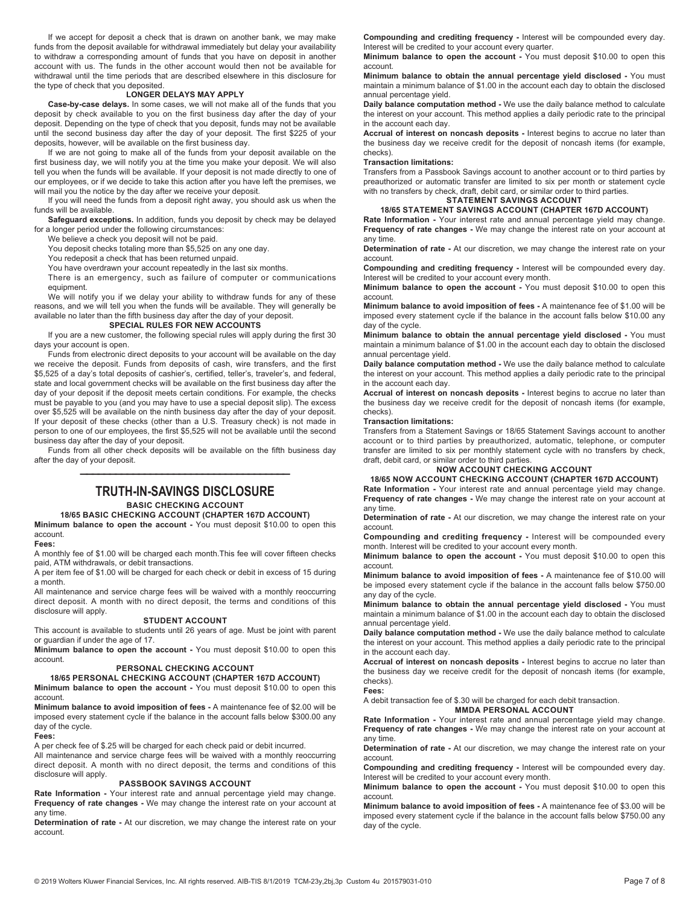If we accept for deposit a check that is drawn on another bank, we may make funds from the deposit available for withdrawal immediately but delay your availability to withdraw a corresponding amount of funds that you have on deposit in another account with us. The funds in the other account would then not be available for withdrawal until the time periods that are described elsewhere in this disclosure for the type of check that you deposited.

**LONGER DELAYS MAY APPLY**

**Case-by-case delays.** In some cases, we will not make all of the funds that you deposit by check available to you on the first business day after the day of your deposit. Depending on the type of check that you deposit, funds may not be available until the second business day after the day of your deposit. The first $225 of your deposits, however, will be available on the first business day.

If we are not going to make all of the funds from your deposit available on the first business day, we will notify you at the time you make your deposit. We will also tell you when the funds will be available. If your deposit is not made directly to one of our employees, or if we decide to take this action after you have left the premises, we will mail you the notice by the day after we receive your deposit.

If you will need the funds from a deposit right away, you should ask us when the funds will be available.

**Safeguard exceptions.** In addition, funds you deposit by check may be delayed for a longer period under the following circumstances:

We believe a check you deposit will not be paid.

You deposit checks totaling more than $5,525 on any one day.

You redeposit a check that has been returned unpaid.

You have overdrawn your account repeatedly in the last six months.

There is an emergency, such as failure of computer or communications equipment.

We will notify you if we delay your ability to withdraw funds for any of these reasons, and we will tell you when the funds will be available. They will generally be available no later than the fifth business day after the day of your deposit.

**SPECIAL RULES FOR NEW ACCOUNTS**

If you are a new customer, the following special rules will apply during the first 30 days your account is open.

Funds from electronic direct deposits to your account will be available on the day we receive the deposit. Funds from deposits of cash, wire transfers, and the first $5,525 of a day's total deposits of cashier's, certified, teller's, traveler's, and federal, state and local government checks will be available on the first business day after the day of your deposit if the deposit meets certain conditions. For example, the checks must be payable to you (and you may have to use a special deposit slip). The excess over $5,525 will be available on the ninth business day after the day of your deposit. If your deposit of these checks (other than a U.S. Treasury check) is not made in person to one of our employees, the first $5,525 will not be available until the second business day after the day of your deposit.

Funds from all other check deposits will be available on the fifth business day after the day of your deposit.

---

# TRUTH-IN-SAVINGS DISCLOSURE

## BASIC CHECKING ACCOUNT

### 18/65 BASIC CHECKING ACCOUNT (CHAPTER 167D ACCOUNT)

**Minimum balance to open the account -** You must deposit $10.00 to open this account.

**Fees:**

A monthly fee of $1.00 will be charged each month.This fee will cover fifteen checks paid, ATM withdrawals, or debit transactions.

A per item fee of $1.00 will be charged for each check or debit in excess of 15 during a month.

All maintenance and service charge fees will be waived with a monthly reoccurring direct deposit. A month with no direct deposit, the terms and conditions of this disclosure will apply.

## STUDENT ACCOUNT

This account is available to students until 26 years of age. Must be joint with parent or guardian if under the age of 17.

**Minimum balance to open the account -** You must deposit $10.00 to open this account.

## PERSONAL CHECKING ACCOUNT

### 18/65 PERSONAL CHECKING ACCOUNT (CHAPTER 167D ACCOUNT)

**Minimum balance to open the account -** You must deposit $10.00 to open this account.

**Minimum balance to avoid imposition of fees -** A maintenance fee of $2.00 will be imposed every statement cycle if the balance in the account falls below $300.00 any day of the cycle.

**Fees:**

A per check fee of $.25 will be charged for each check paid or debit incurred.

All maintenance and service charge fees will be waived with a monthly reoccurring direct deposit. A month with no direct deposit, the terms and conditions of this disclosure will apply.

## PASSBOOK SAVINGS ACCOUNT

**Rate Information -** Your interest rate and annual percentage yield may change.

**Frequency of rate changes -** We may change the interest rate on your account at any time.

**Determination of rate -** At our discretion, we may change the interest rate on your account.

**Compounding and crediting frequency -** Interest will be compounded every day. Interest will be credited to your account every quarter.

**Minimum balance to open the account -** You must deposit $10.00 to open this account.

**Minimum balance to obtain the annual percentage yield disclosed -** You must maintain a minimum balance of $1.00 in the account each day to obtain the disclosed annual percentage yield.

**Daily balance computation method -** We use the daily balance method to calculate the interest on your account. This method applies a daily periodic rate to the principal in the account each day.

**Accrual of interest on noncash deposits -** Interest begins to accrue no later than the business day we receive credit for the deposit of noncash items (for example, checks).

**Transaction limitations:**

Transfers from a Passbook Savings account to another account or to third parties by preauthorized or automatic transfer are limited to six per month or statement cycle with no transfers by check, draft, debit card, or similar order to third parties.

## STATEMENT SAVINGS ACCOUNT

### 18/65 STATEMENT SAVINGS ACCOUNT (CHAPTER 167D ACCOUNT)

**Rate Information -** Your interest rate and annual percentage yield may change.

**Frequency of rate changes -** We may change the interest rate on your account at any time.

**Determination of rate -** At our discretion, we may change the interest rate on your account.

**Compounding and crediting frequency -** Interest will be compounded every day. Interest will be credited to your account every month.

**Minimum balance to open the account -** You must deposit $10.00 to open this account.

**Minimum balance to avoid imposition of fees -** A maintenance fee of $1.00 will be imposed every statement cycle if the balance in the account falls below $10.00 any day of the cycle.

**Minimum balance to obtain the annual percentage yield disclosed -** You must maintain a minimum balance of $1.00 in the account each day to obtain the disclosed annual percentage yield.

**Daily balance computation method -** We use the daily balance method to calculate the interest on your account. This method applies a daily periodic rate to the principal in the account each day.

**Accrual of interest on noncash deposits -** Interest begins to accrue no later than the business day we receive credit for the deposit of noncash items (for example, checks).

**Transaction limitations:**

Transfers from a Statement Savings or 18/65 Statement Savings account to another account or to third parties by preauthorized, automatic, telephone, or computer transfer are limited to six per monthly statement cycle with no transfers by check, draft, debit card, or similar order to third parties.

## NOW ACCOUNT CHECKING ACCOUNT

### 18/65 NOW ACCOUNT CHECKING ACCOUNT (CHAPTER 167D ACCOUNT)

**Rate Information -** Your interest rate and annual percentage yield may change.

**Frequency of rate changes -** We may change the interest rate on your account at any time.

**Determination of rate -** At our discretion, we may change the interest rate on your account.

**Compounding and crediting frequency -** Interest will be compounded every month. Interest will be credited to your account every month.

**Minimum balance to open the account -** You must deposit $10.00 to open this account.

**Minimum balance to avoid imposition of fees -** A maintenance fee of $10.00 will be imposed every statement cycle if the balance in the account falls below $750.00 any day of the cycle.

**Minimum balance to obtain the annual percentage yield disclosed -** You must maintain a minimum balance of $1.00 in the account each day to obtain the disclosed annual percentage yield.

**Daily balance computation method -** We use the daily balance method to calculate the interest on your account. This method applies a daily periodic rate to the principal in the account each day.

**Accrual of interest on noncash deposits -** Interest begins to accrue no later than the business day we receive credit for the deposit of noncash items (for example, checks).

**Fees:**

A debit transaction fee of $.30 will be charged for each debit transaction.

## MMDA PERSONAL ACCOUNT

**Rate Information -** Your interest rate and annual percentage yield may change.

**Frequency of rate changes -** We may change the interest rate on your account at any time.

**Determination of rate -** At our discretion, we may change the interest rate on your account.

**Compounding and crediting frequency -** Interest will be compounded every day. Interest will be credited to your account every month.

**Minimum balance to open the account -** You must deposit $10.00 to open this account.

**Minimum balance to avoid imposition of fees -** A maintenance fee of $3.00 will be imposed every statement cycle if the balance in the account falls below $750.00 any day of the cycle.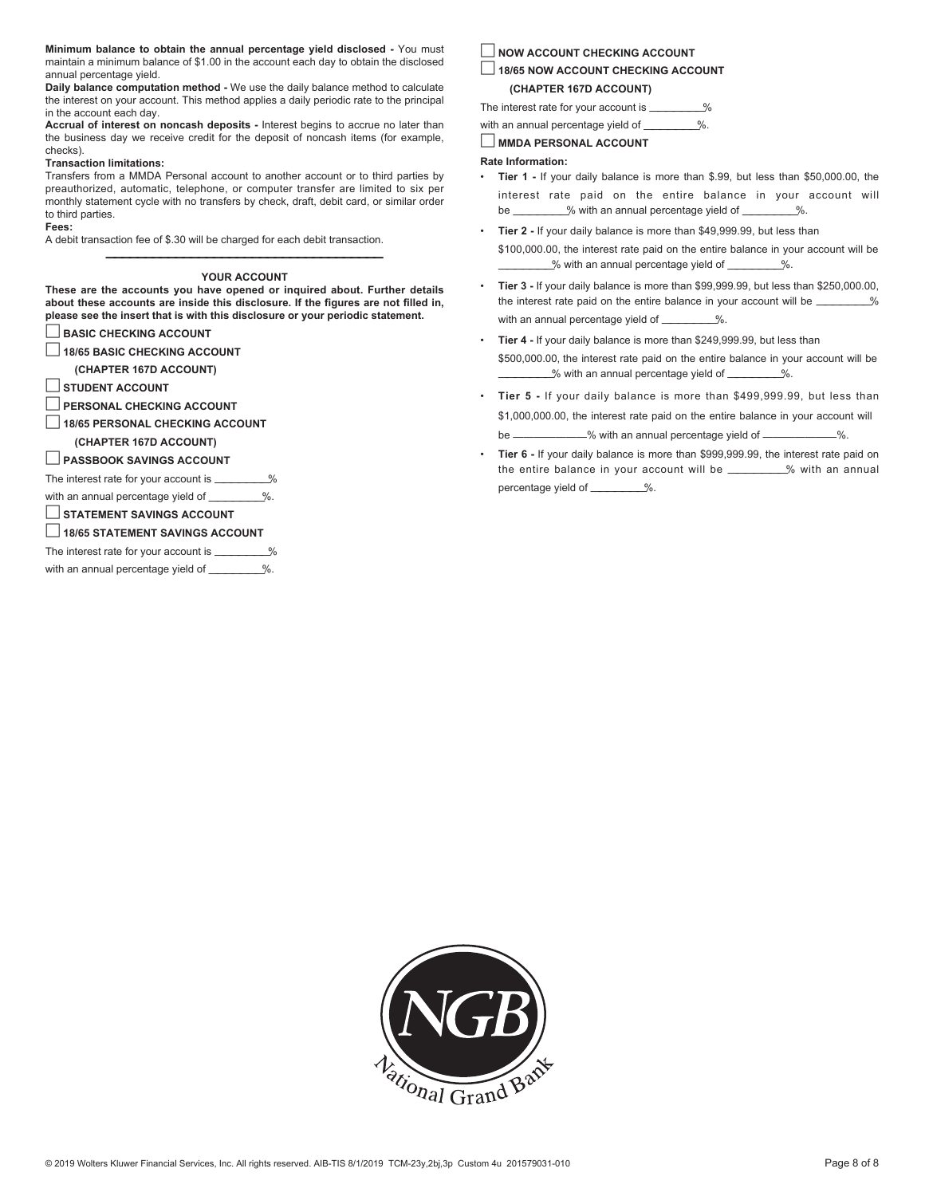**Minimum balance to obtain the annual percentage yield disclosed -** You must maintain a minimum balance of $1.00 in the account each day to obtain the disclosed annual percentage yield.

**Daily balance computation method -** We use the daily balance method to calculate the interest on your account. This method applies a daily periodic rate to the principal in the account each day.

**Accrual of interest on noncash deposits -** Interest begins to accrue no later than the business day we receive credit for the deposit of noncash items (for example, checks).

**Transaction limitations:**

Transfers from a MMDA Personal account to another account or to third parties by preauthorized, automatic, telephone, or computer transfer are limited to six per monthly statement cycle with no transfers by check, draft, debit card, or similar order to third parties.

**Fees:**

A debit transaction fee of $.30 will be charged for each debit transaction.

---

**YOUR ACCOUNT**

**These are the accounts you have opened or inquired about. Further details about these accounts are inside this disclosure. If the figures are not filled in, please see the insert that is with this disclosure or your periodic statement.**

☐ **BASIC CHECKING ACCOUNT**

☐ **18/65 BASIC CHECKING ACCOUNT (CHAPTER 167D ACCOUNT)**

☐ **STUDENT ACCOUNT**

☐ **PERSONAL CHECKING ACCOUNT**

☐ **18/65 PERSONAL CHECKING ACCOUNT (CHAPTER 167D ACCOUNT)**

☐ **PASSBOOK SAVINGS ACCOUNT**

The interest rate for your account is _________%
with an annual percentage yield of _________%.

☐ **STATEMENT SAVINGS ACCOUNT**

☐ **18/65 STATEMENT SAVINGS ACCOUNT**

The interest rate for your account is _________%
with an annual percentage yield of _________%.

☐ **NOW ACCOUNT CHECKING ACCOUNT**

☐ **18/65 NOW ACCOUNT CHECKING ACCOUNT (CHAPTER 167D ACCOUNT)**

The interest rate for your account is _________%
with an annual percentage yield of _________%.

☐ **MMDA PERSONAL ACCOUNT**

**Rate Information:**

- **Tier 1 -** If your daily balance is more than $.99, but less than $50,000.00, the interest rate paid on the entire balance in your account will be _________% with an annual percentage yield of _________%.
- **Tier 2 -** If your daily balance is more than $49,999.99, but less than $100,000.00, the interest rate paid on the entire balance in your account will be _________% with an annual percentage yield of _________%.
- **Tier 3 -** If your daily balance is more than $99,999.99, but less than $250,000.00, the interest rate paid on the entire balance in your account will be _________% with an annual percentage yield of _________%.
- **Tier 4 -** If your daily balance is more than $249,999.99, but less than $500,000.00, the interest rate paid on the entire balance in your account will be _________% with an annual percentage yield of _________%.
- **Tier 5 -** If your daily balance is more than $499,999.99, but less than $1,000,000.00, the interest rate paid on the entire balance in your account will be ____________% with an annual percentage yield of ____________%.
- **Tier 6 -** If your daily balance is more than $999,999.99, the interest rate paid on the entire balance in your account will be _________% with an annual percentage yield of _________%.

NGB
National Grand Bank

© 2019 Wolters Kluwer Financial Services, Inc. All rights reserved. AIB-TIS 8/1/2019 TCM-23y,2bj,3p Custom 4u 201579031-010